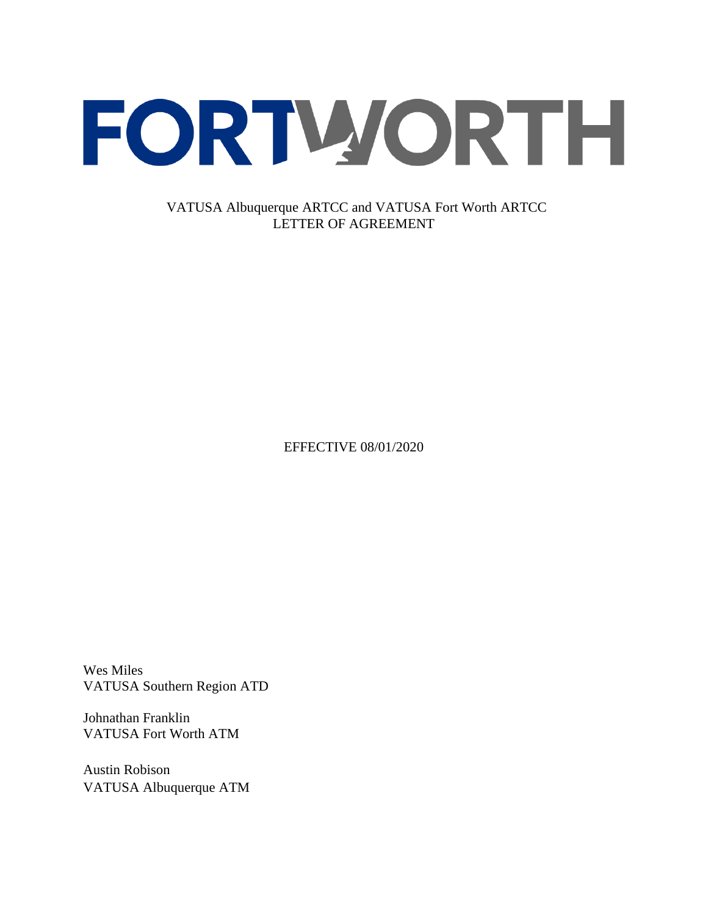# FORTWORTH

VATUSA Albuquerque ARTCC and VATUSA Fort Worth ARTCC
LETTER OF AGREEMENT

EFFECTIVE 08/01/2020

Wes Miles
VATUSA Southern Region ATD

Johnathan Franklin
VATUSA Fort Worth ATM

Austin Robison
VATUSA Albuquerque ATM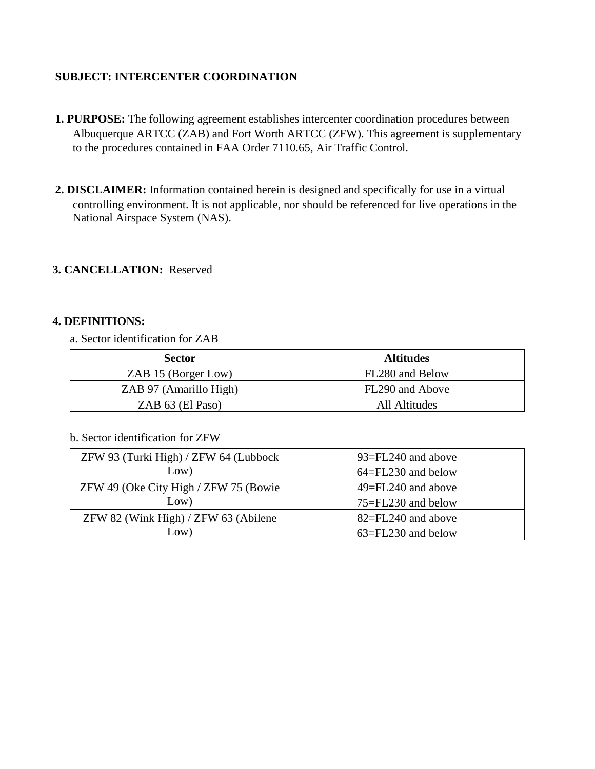**SUBJECT: INTERCENTER COORDINATION**

**1. PURPOSE:** The following agreement establishes intercenter coordination procedures between Albuquerque ARTCC (ZAB) and Fort Worth ARTCC (ZFW). This agreement is supplementary to the procedures contained in FAA Order 7110.65, Air Traffic Control.

**2. DISCLAIMER:** Information contained herein is designed and specifically for use in a virtual controlling environment. It is not applicable, nor should be referenced for live operations in the National Airspace System (NAS).

**3. CANCELLATION:** Reserved

**4. DEFINITIONS:**

a. Sector identification for ZAB

| Sector | Altitudes |
|---|---|
| ZAB 15 (Borger Low) | FL280 and Below |
| ZAB 97 (Amarillo High) | FL290 and Above |
| ZAB 63 (El Paso) | All Altitudes |

b. Sector identification for ZFW

| | |
|---|---|
| ZFW 93 (Turki High) / ZFW 64 (Lubbock Low) | 93=FL240 and above<br>64=FL230 and below |
| ZFW 49 (Oke City High / ZFW 75 (Bowie Low) | 49=FL240 and above<br>75=FL230 and below |
| ZFW 82 (Wink High) / ZFW 63 (Abilene Low) | 82=FL240 and above<br>63=FL230 and below |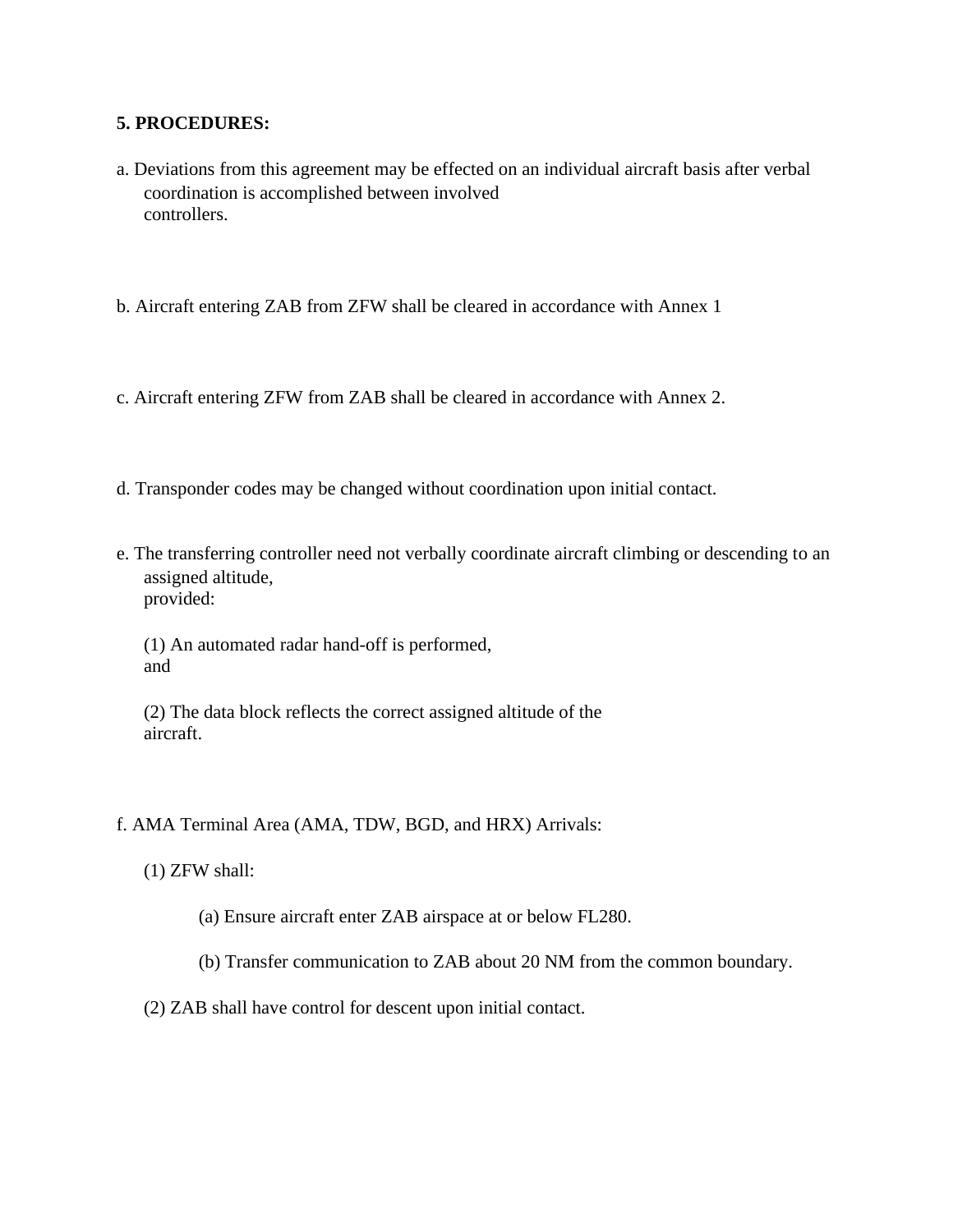**5. PROCEDURES:**

a. Deviations from this agreement may be effected on an individual aircraft basis after verbal coordination is accomplished between involved controllers.

b. Aircraft entering ZAB from ZFW shall be cleared in accordance with Annex 1

c. Aircraft entering ZFW from ZAB shall be cleared in accordance with Annex 2.

d. Transponder codes may be changed without coordination upon initial contact.

e. The transferring controller need not verbally coordinate aircraft climbing or descending to an assigned altitude, provided:

(1) An automated radar hand-off is performed, and

(2) The data block reflects the correct assigned altitude of the aircraft.

f. AMA Terminal Area (AMA, TDW, BGD, and HRX) Arrivals:

(1) ZFW shall:

(a) Ensure aircraft enter ZAB airspace at or below FL280.

(b) Transfer communication to ZAB about 20 NM from the common boundary.

(2) ZAB shall have control for descent upon initial contact.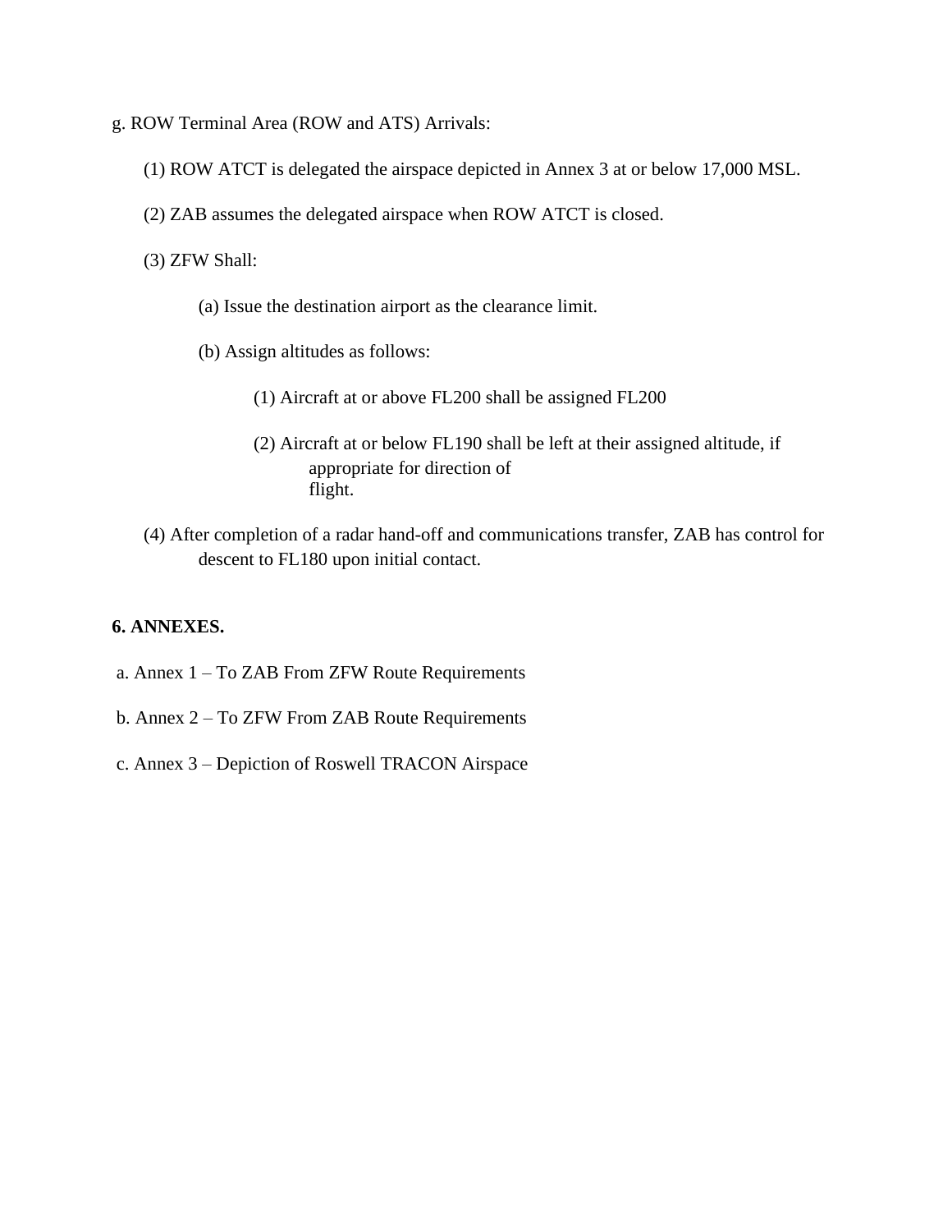g. ROW Terminal Area (ROW and ATS) Arrivals:

(1) ROW ATCT is delegated the airspace depicted in Annex 3 at or below 17,000 MSL.

(2) ZAB assumes the delegated airspace when ROW ATCT is closed.

(3) ZFW Shall:

(a) Issue the destination airport as the clearance limit.

(b) Assign altitudes as follows:

(1) Aircraft at or above FL200 shall be assigned FL200

(2) Aircraft at or below FL190 shall be left at their assigned altitude, if appropriate for direction of flight.

(4) After completion of a radar hand-off and communications transfer, ZAB has control for descent to FL180 upon initial contact.

**6. ANNEXES.**

a. Annex 1 – To ZAB From ZFW Route Requirements

b. Annex 2 – To ZFW From ZAB Route Requirements

c. Annex 3 – Depiction of Roswell TRACON Airspace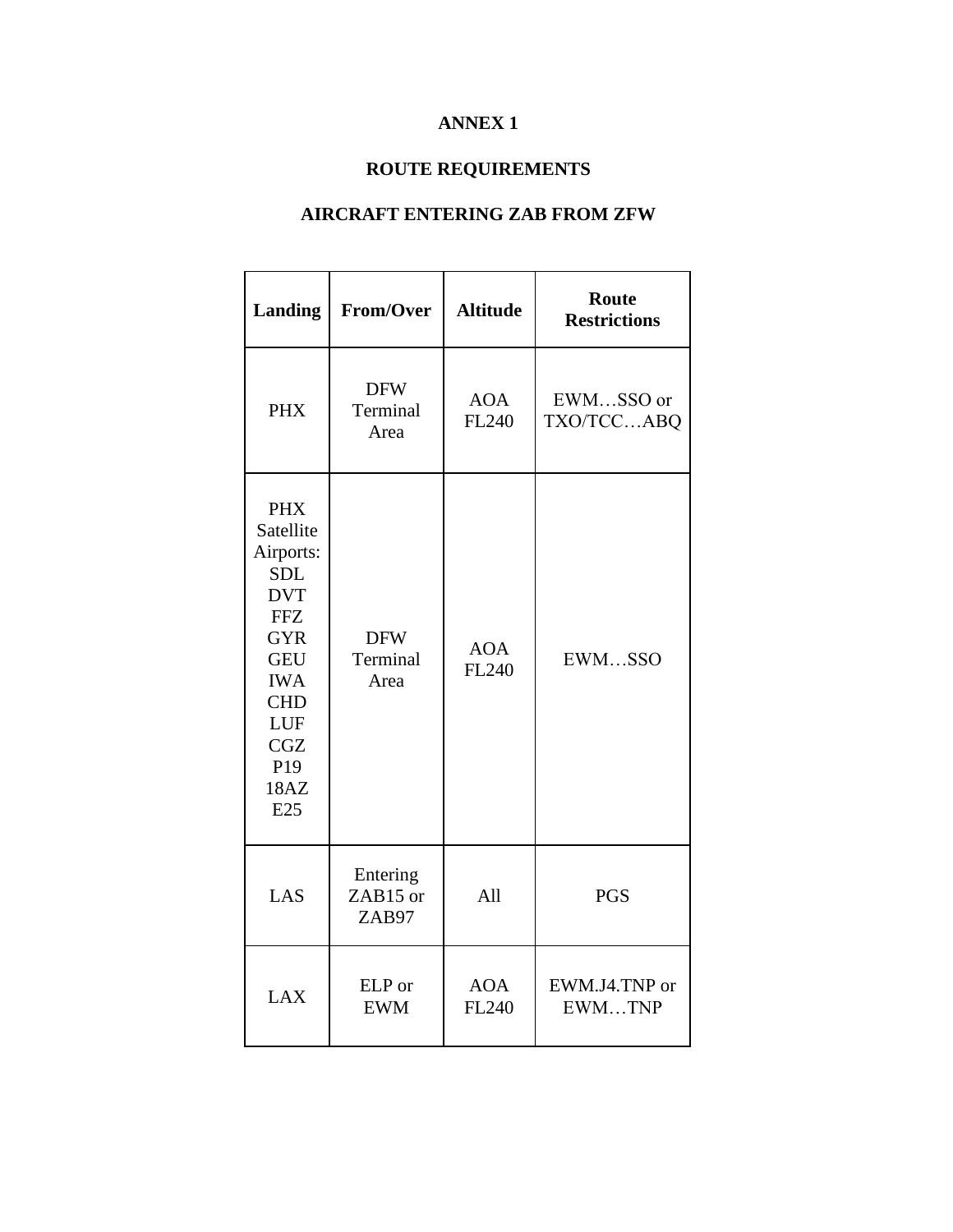# ANNEX 1

## ROUTE REQUIREMENTS

## AIRCRAFT ENTERING ZAB FROM ZFW

| Landing | From/Over | Altitude | Route Restrictions |
|---|---|---|---|
| PHX | DFW Terminal Area | AOA FL240 | EWM…SSO or TXO/TCC…ABQ |
| PHX Satellite Airports: SDL DVT FFZ GYR GEU IWA CHD LUF CGZ P19 18AZ E25 | DFW Terminal Area | AOA FL240 | EWM…SSO |
| LAS | Entering ZAB15 or ZAB97 | All | PGS |
| LAX | ELP or EWM | AOA FL240 | EWM.J4.TNP or EWM…TNP |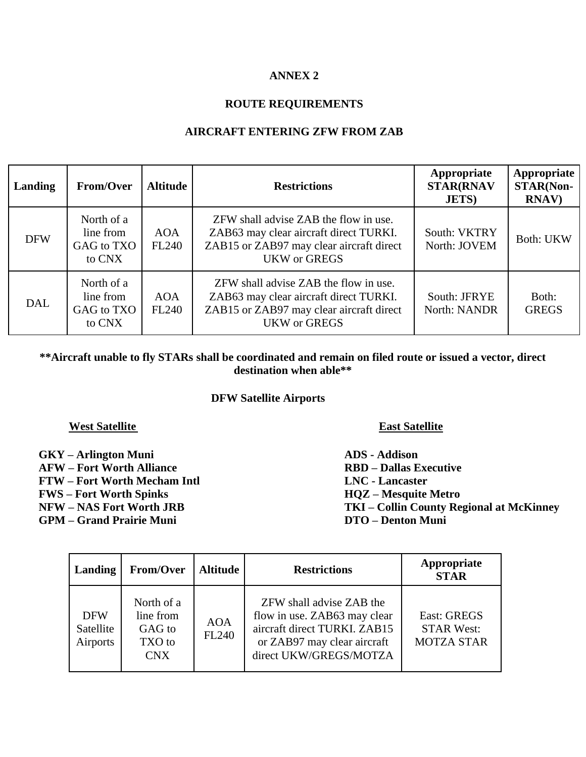**ANNEX 2**

**ROUTE REQUIREMENTS**

**AIRCRAFT ENTERING ZFW FROM ZAB**

| Landing | From/Over | Altitude | Restrictions | Appropriate STAR(RNAV JETS) | Appropriate STAR(Non-RNAV) |
|---|---|---|---|---|---|
| DFW | North of a line from GAG to TXO to CNX | AOA FL240 | ZFW shall advise ZAB the flow in use. ZAB63 may clear aircraft direct TURKI. ZAB15 or ZAB97 may clear aircraft direct UKW or GREGS | South: VKTRY North: JOVEM | Both: UKW |
| DAL | North of a line from GAG to TXO to CNX | AOA FL240 | ZFW shall advise ZAB the flow in use. ZAB63 may clear aircraft direct TURKI. ZAB15 or ZAB97 may clear aircraft direct UKW or GREGS | South: JFRYE North: NANDR | Both: GREGS |

****Aircraft unable to fly STARs shall be coordinated and remain on filed route or issued a vector, direct destination when able****

**DFW Satellite Airports**

**West Satellite**

**GKY – Arlington Muni**
**AFW – Fort Worth Alliance**
**FTW – Fort Worth Mecham Intl**
**FWS – Fort Worth Spinks**
**NFW – NAS Fort Worth JRB**
**GPM – Grand Prairie Muni**

**East Satellite**

**ADS - Addison**
**RBD – Dallas Executive**
**LNC - Lancaster**
**HQZ – Mesquite Metro**
**TKI – Collin County Regional at McKinney**
**DTO – Denton Muni**

| Landing | From/Over | Altitude | Restrictions | Appropriate STAR |
|---|---|---|---|---|
| DFW Satellite Airports | North of a line from GAG to TXO to CNX | AOA FL240 | ZFW shall advise ZAB the flow in use. ZAB63 may clear aircraft direct TURKI. ZAB15 or ZAB97 may clear aircraft direct UKW/GREGS/MOTZA | East: GREGS STAR West: MOTZA STAR |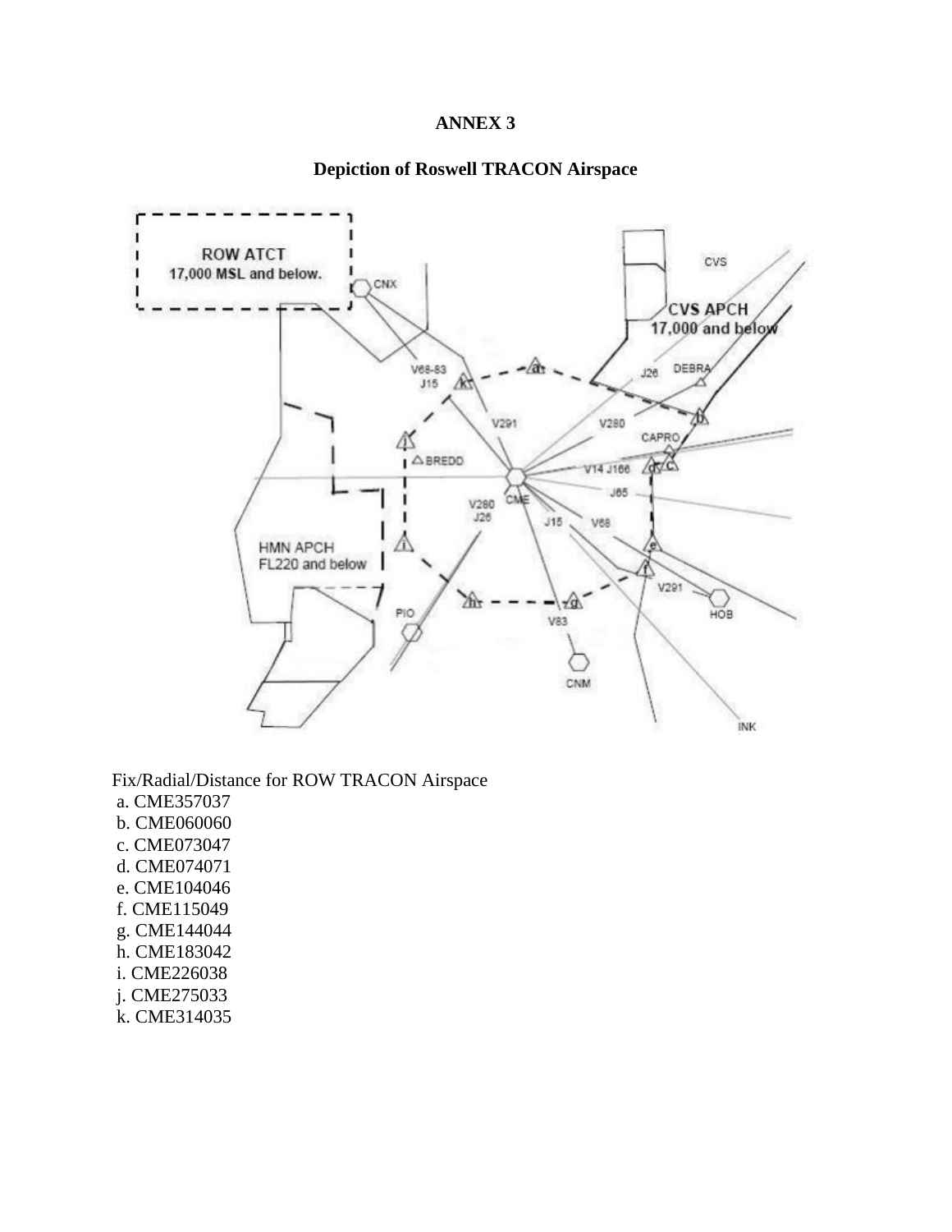**ANNEX 3**

**Depiction of Roswell TRACON Airspace**

ROW ATCT
17,000 MSL and below.

CNX

CVS

CVS APCH
17,000 and below

V68-83
J15

J26

DEBRA

V291

V280

CAPRO

BREDD

V14 J166

CME

J65

V260
J26

J15

V68

HMN APCH
FL220 and below

V291

HOB

PIO

V83

CNM

INK

Fix/Radial/Distance for ROW TRACON Airspace

a. CME357037
b. CME060060
c. CME073047
d. CME074071
e. CME104046
f. CME115049
g. CME144044
h. CME183042
i. CME226038
j. CME275033
k. CME314035